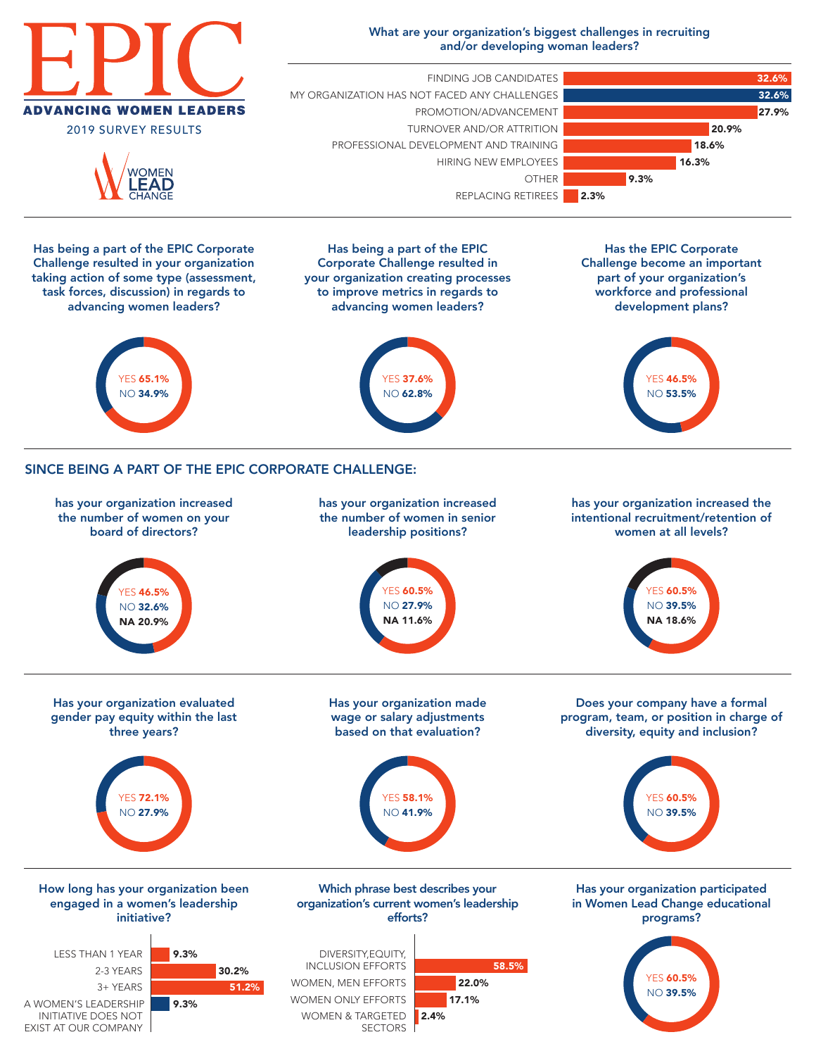# EPIC

## ADVANCING WOMEN LEADERS

2019 SURVEY RESULTS

WOMEN LEAD CHANGE

### What are your organization's biggest challenges in recruiting and/or developing woman leaders?

| Challenge | % |
|---|---|
| FINDING JOB CANDIDATES | 32.6% |
| MY ORGANIZATION HAS NOT FACED ANY CHALLENGES | 32.6% |
| PROMOTION/ADVANCEMENT | 27.9% |
| TURNOVER AND/OR ATTRITION | 20.9% |
| PROFESSIONAL DEVELOPMENT AND TRAINING | 18.6% |
| HIRING NEW EMPLOYEES | 16.3% |
| OTHER | 9.3% |
| REPLACING RETIREES | 2.3% |

### Has being a part of the EPIC Corporate Challenge resulted in your organization taking action of some type (assessment, task forces, discussion) in regards to advancing women leaders?

YES **65.1%**
NO **34.9%**

### Has being a part of the EPIC Corporate Challenge resulted in your organization creating processes to improve metrics in regards to advancing women leaders?

YES **37.6%**
NO **62.8%**

### Has the EPIC Corporate Challenge become an important part of your organization's workforce and professional development plans?

YES **46.5%**
NO **53.5%**

## SINCE BEING A PART OF THE EPIC CORPORATE CHALLENGE:

### has your organization increased the number of women on your board of directors?

YES **46.5%**
NO **32.6%**
**NA 20.9%**

### has your organization increased the number of women in senior leadership positions?

YES **60.5%**
NO **27.9%**
**NA 11.6%**

### has your organization increased the intentional recruitment/retention of women at all levels?

YES **60.5%**
NO **39.5%**
**NA 18.6%**

### Has your organization evaluated gender pay equity within the last three years?

YES **72.1%**
NO **27.9%**

### Has your organization made wage or salary adjustments based on that evaluation?

YES **58.1%**
NO **41.9%**

### Does your company have a formal program, team, or position in charge of diversity, equity and inclusion?

YES **60.5%**
NO **39.5%**

### How long has your organization been engaged in a women's leadership initiative?

| Duration | % |
|---|---|
| LESS THAN 1 YEAR | 9.3% |
| 2-3 YEARS | 30.2% |
| 3+ YEARS | 51.2% |
| A WOMEN'S LEADERSHIP INITIATIVE DOES NOT EXIST AT OUR COMPANY | 9.3% |

### Which phrase best describes your organization's current women's leadership efforts?

| Phrase | % |
|---|---|
| DIVERSITY,EQUITY, INCLUSION EFFORTS | 58.5% |
| WOMEN, MEN EFFORTS | 22.0% |
| WOMEN ONLY EFFORTS | 17.1% |
| WOMEN & TARGETED SECTORS | 2.4% |

### Has your organization participated in Women Lead Change educational programs?

YES **60.5%**
NO **39.5%**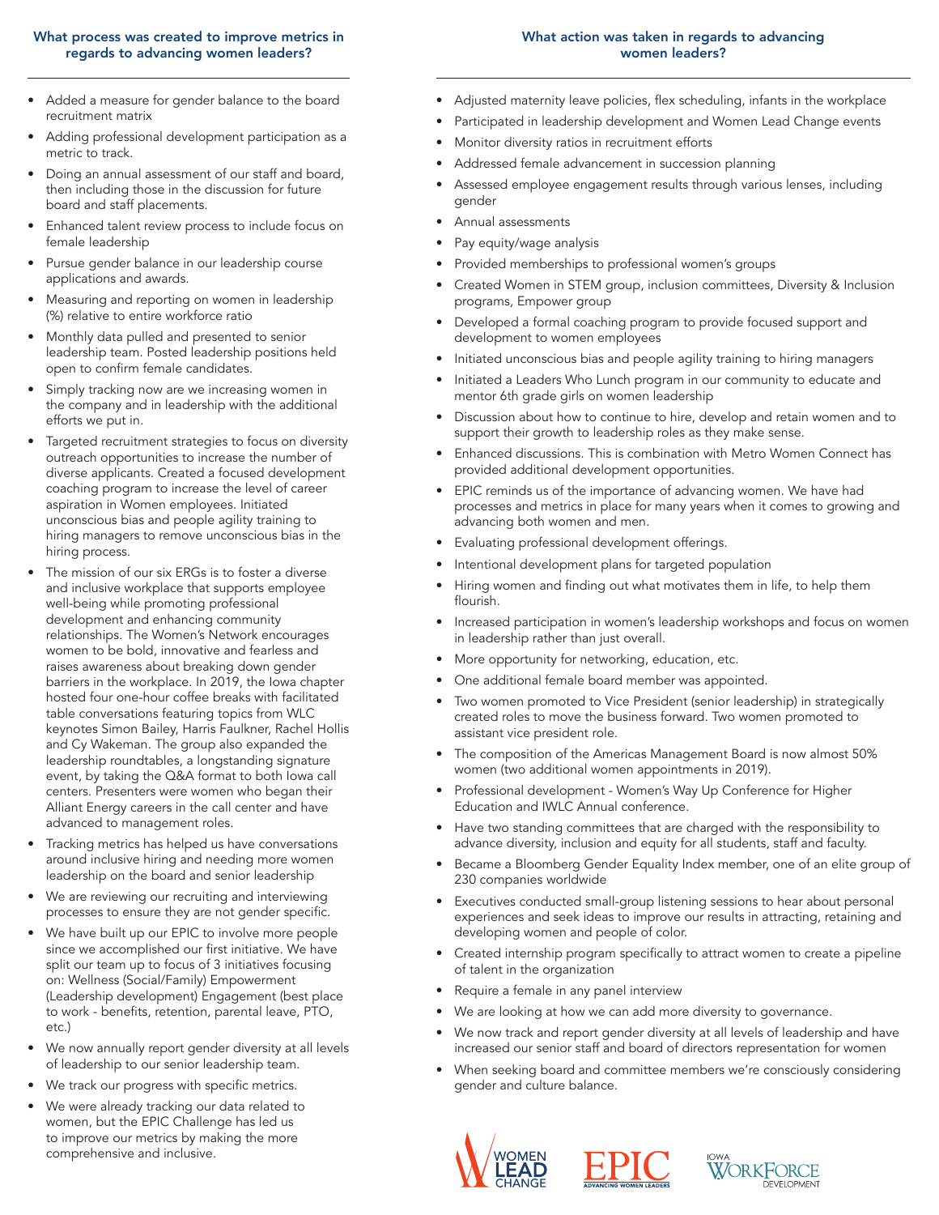## What process was created to improve metrics in regards to advancing women leaders?

- Added a measure for gender balance to the board recruitment matrix
- Adding professional development participation as a metric to track.
- Doing an annual assessment of our staff and board, then including those in the discussion for future board and staff placements.
- Enhanced talent review process to include focus on female leadership
- Pursue gender balance in our leadership course applications and awards.
- Measuring and reporting on women in leadership (%) relative to entire workforce ratio
- Monthly data pulled and presented to senior leadership team. Posted leadership positions held open to confirm female candidates.
- Simply tracking now are we increasing women in the company and in leadership with the additional efforts we put in.
- Targeted recruitment strategies to focus on diversity outreach opportunities to increase the number of diverse applicants. Created a focused development coaching program to increase the level of career aspiration in Women employees. Initiated unconscious bias and people agility training to hiring managers to remove unconscious bias in the hiring process.
- The mission of our six ERGs is to foster a diverse and inclusive workplace that supports employee well-being while promoting professional development and enhancing community relationships. The Women's Network encourages women to be bold, innovative and fearless and raises awareness about breaking down gender barriers in the workplace. In 2019, the Iowa chapter hosted four one-hour coffee breaks with facilitated table conversations featuring topics from WLC keynotes Simon Bailey, Harris Faulkner, Rachel Hollis and Cy Wakeman. The group also expanded the leadership roundtables, a longstanding signature event, by taking the Q&A format to both Iowa call centers. Presenters were women who began their Alliant Energy careers in the call center and have advanced to management roles.
- Tracking metrics has helped us have conversations around inclusive hiring and needing more women leadership on the board and senior leadership
- We are reviewing our recruiting and interviewing processes to ensure they are not gender specific.
- We have built up our EPIC to involve more people since we accomplished our first initiative. We have split our team up to focus of 3 initiatives focusing on: Wellness (Social/Family) Empowerment (Leadership development) Engagement (best place to work - benefits, retention, parental leave, PTO, etc.)
- We now annually report gender diversity at all levels of leadership to our senior leadership team.
- We track our progress with specific metrics.
- We were already tracking our data related to women, but the EPIC Challenge has led us to improve our metrics by making the more comprehensive and inclusive.

## What action was taken in regards to advancing women leaders?

- Adjusted maternity leave policies, flex scheduling, infants in the workplace
- Participated in leadership development and Women Lead Change events
- Monitor diversity ratios in recruitment efforts
- Addressed female advancement in succession planning
- Assessed employee engagement results through various lenses, including gender
- Annual assessments
- Pay equity/wage analysis
- Provided memberships to professional women's groups
- Created Women in STEM group, inclusion committees, Diversity & Inclusion programs, Empower group
- Developed a formal coaching program to provide focused support and development to women employees
- Initiated unconscious bias and people agility training to hiring managers
- Initiated a Leaders Who Lunch program in our community to educate and mentor 6th grade girls on women leadership
- Discussion about how to continue to hire, develop and retain women and to support their growth to leadership roles as they make sense.
- Enhanced discussions. This is combination with Metro Women Connect has provided additional development opportunities.
- EPIC reminds us of the importance of advancing women. We have had processes and metrics in place for many years when it comes to growing and advancing both women and men.
- Evaluating professional development offerings.
- Intentional development plans for targeted population
- Hiring women and finding out what motivates them in life, to help them flourish.
- Increased participation in women's leadership workshops and focus on women in leadership rather than just overall.
- More opportunity for networking, education, etc.
- One additional female board member was appointed.
- Two women promoted to Vice President (senior leadership) in strategically created roles to move the business forward. Two women promoted to assistant vice president role.
- The composition of the Americas Management Board is now almost 50% women (two additional women appointments in 2019).
- Professional development - Women's Way Up Conference for Higher Education and IWLC Annual conference.
- Have two standing committees that are charged with the responsibility to advance diversity, inclusion and equity for all students, staff and faculty.
- Became a Bloomberg Gender Equality Index member, one of an elite group of 230 companies worldwide
- Executives conducted small-group listening sessions to hear about personal experiences and seek ideas to improve our results in attracting, retaining and developing women and people of color.
- Created internship program specifically to attract women to create a pipeline of talent in the organization
- Require a female in any panel interview
- We are looking at how we can add more diversity to governance.
- We now track and report gender diversity at all levels of leadership and have increased our senior staff and board of directors representation for women
- When seeking board and committee members we're consciously considering gender and culture balance.

WOMEN LEAD CHANGE

EPIC ADVANCING WOMEN LEADERS

IOWA WORKFORCE DEVELOPMENT